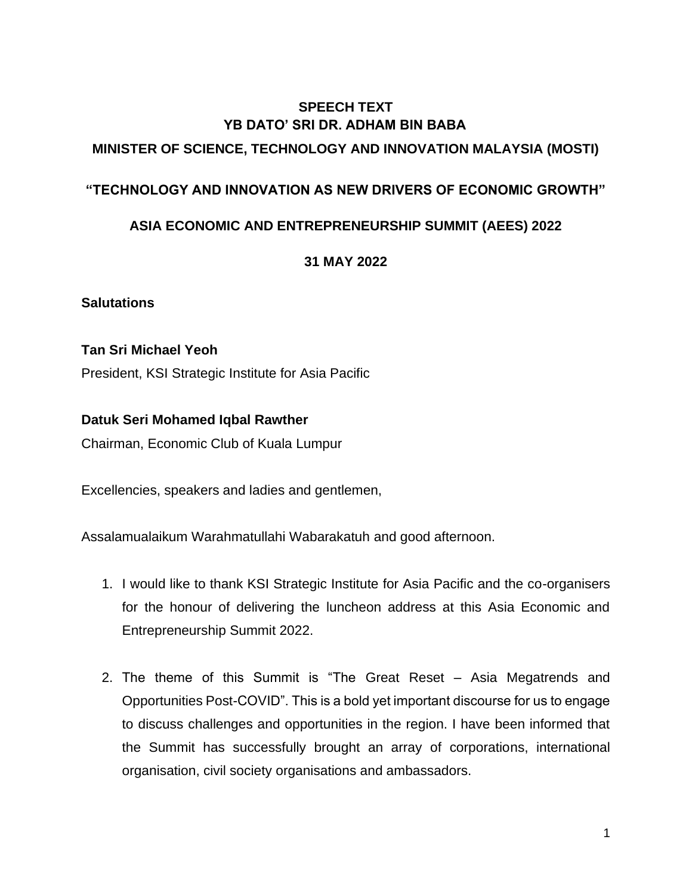# SPEECH TEXT
# YB DATO' SRI DR. ADHAM BIN BABA

## MINISTER OF SCIENCE, TECHNOLOGY AND INNOVATION MALAYSIA (MOSTI)

## "TECHNOLOGY AND INNOVATION AS NEW DRIVERS OF ECONOMIC GROWTH"

## ASIA ECONOMIC AND ENTREPRENEURSHIP SUMMIT (AEES) 2022

## 31 MAY 2022

**Salutations**

**Tan Sri Michael Yeoh**
President, KSI Strategic Institute for Asia Pacific

**Datuk Seri Mohamed Iqbal Rawther**
Chairman, Economic Club of Kuala Lumpur

Excellencies, speakers and ladies and gentlemen,

Assalamualaikum Warahmatullahi Wabarakatuh and good afternoon.

1. I would like to thank KSI Strategic Institute for Asia Pacific and the co-organisers for the honour of delivering the luncheon address at this Asia Economic and Entrepreneurship Summit 2022.

2. The theme of this Summit is "The Great Reset – Asia Megatrends and Opportunities Post-COVID". This is a bold yet important discourse for us to engage to discuss challenges and opportunities in the region. I have been informed that the Summit has successfully brought an array of corporations, international organisation, civil society organisations and ambassadors.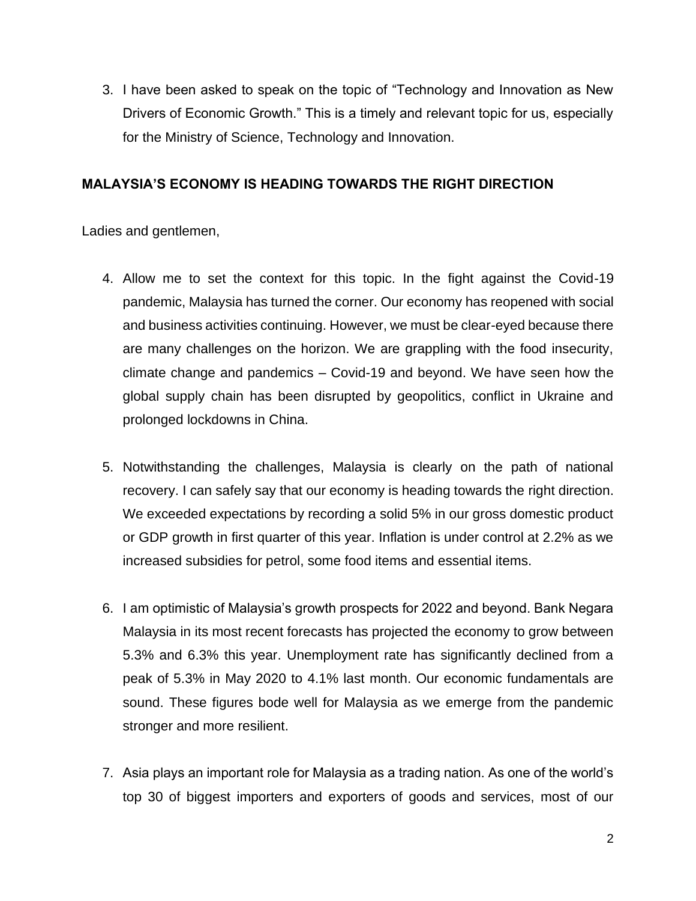3. I have been asked to speak on the topic of "Technology and Innovation as New Drivers of Economic Growth." This is a timely and relevant topic for us, especially for the Ministry of Science, Technology and Innovation.

## MALAYSIA'S ECONOMY IS HEADING TOWARDS THE RIGHT DIRECTION

Ladies and gentlemen,

4. Allow me to set the context for this topic. In the fight against the Covid-19 pandemic, Malaysia has turned the corner. Our economy has reopened with social and business activities continuing. However, we must be clear-eyed because there are many challenges on the horizon. We are grappling with the food insecurity, climate change and pandemics – Covid-19 and beyond. We have seen how the global supply chain has been disrupted by geopolitics, conflict in Ukraine and prolonged lockdowns in China.

5. Notwithstanding the challenges, Malaysia is clearly on the path of national recovery. I can safely say that our economy is heading towards the right direction. We exceeded expectations by recording a solid 5% in our gross domestic product or GDP growth in first quarter of this year. Inflation is under control at 2.2% as we increased subsidies for petrol, some food items and essential items.

6. I am optimistic of Malaysia's growth prospects for 2022 and beyond. Bank Negara Malaysia in its most recent forecasts has projected the economy to grow between 5.3% and 6.3% this year. Unemployment rate has significantly declined from a peak of 5.3% in May 2020 to 4.1% last month. Our economic fundamentals are sound. These figures bode well for Malaysia as we emerge from the pandemic stronger and more resilient.

7. Asia plays an important role for Malaysia as a trading nation. As one of the world's top 30 of biggest importers and exporters of goods and services, most of our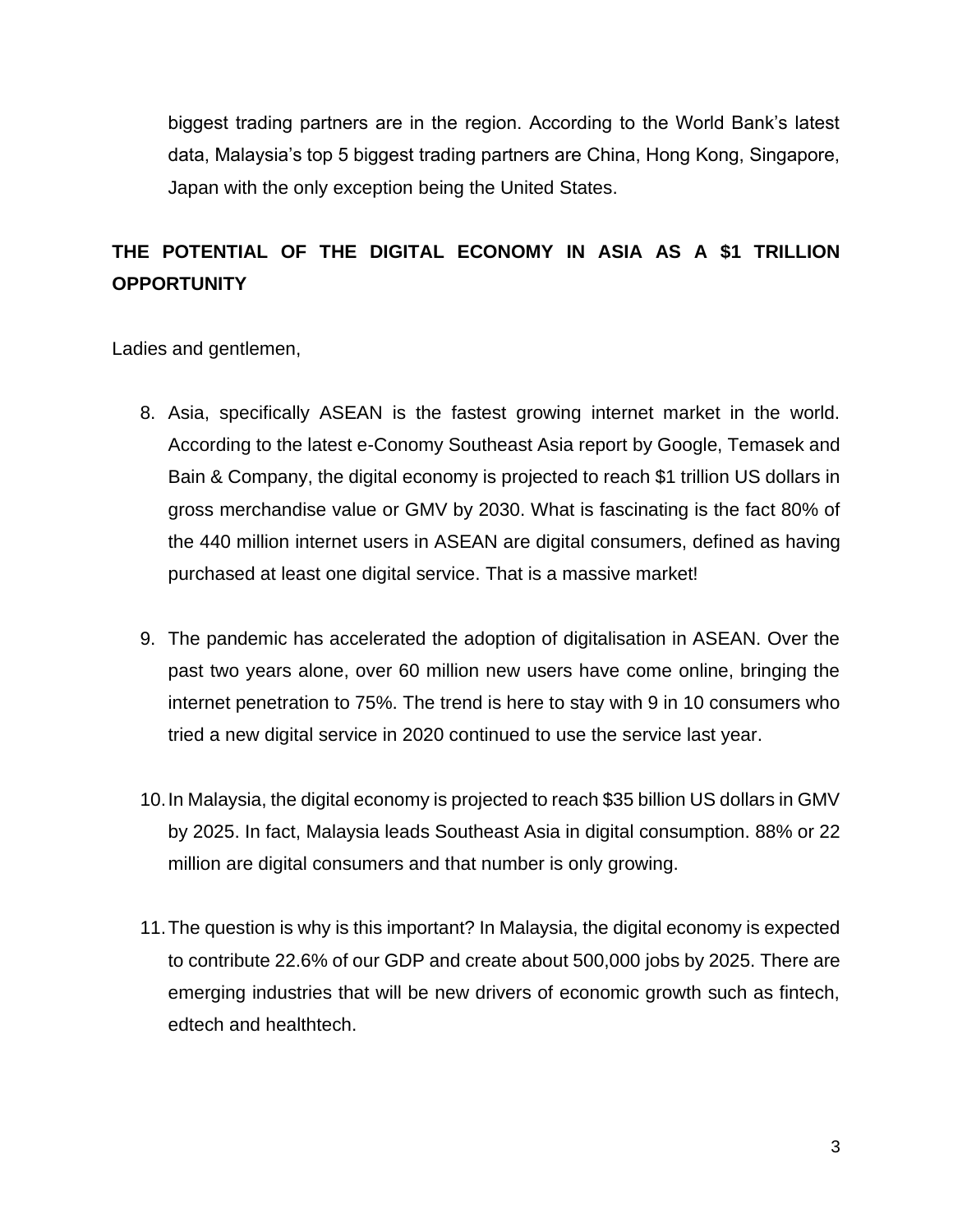biggest trading partners are in the region. According to the World Bank's latest data, Malaysia's top 5 biggest trading partners are China, Hong Kong, Singapore, Japan with the only exception being the United States.

## THE POTENTIAL OF THE DIGITAL ECONOMY IN ASIA AS A $1 TRILLION OPPORTUNITY

Ladies and gentlemen,

8. Asia, specifically ASEAN is the fastest growing internet market in the world. According to the latest e-Conomy Southeast Asia report by Google, Temasek and Bain & Company, the digital economy is projected to reach $1 trillion US dollars in gross merchandise value or GMV by 2030. What is fascinating is the fact 80% of the 440 million internet users in ASEAN are digital consumers, defined as having purchased at least one digital service. That is a massive market!

9. The pandemic has accelerated the adoption of digitalisation in ASEAN. Over the past two years alone, over 60 million new users have come online, bringing the internet penetration to 75%. The trend is here to stay with 9 in 10 consumers who tried a new digital service in 2020 continued to use the service last year.

10. In Malaysia, the digital economy is projected to reach $35 billion US dollars in GMV by 2025. In fact, Malaysia leads Southeast Asia in digital consumption. 88% or 22 million are digital consumers and that number is only growing.

11. The question is why is this important? In Malaysia, the digital economy is expected to contribute 22.6% of our GDP and create about 500,000 jobs by 2025. There are emerging industries that will be new drivers of economic growth such as fintech, edtech and healthtech.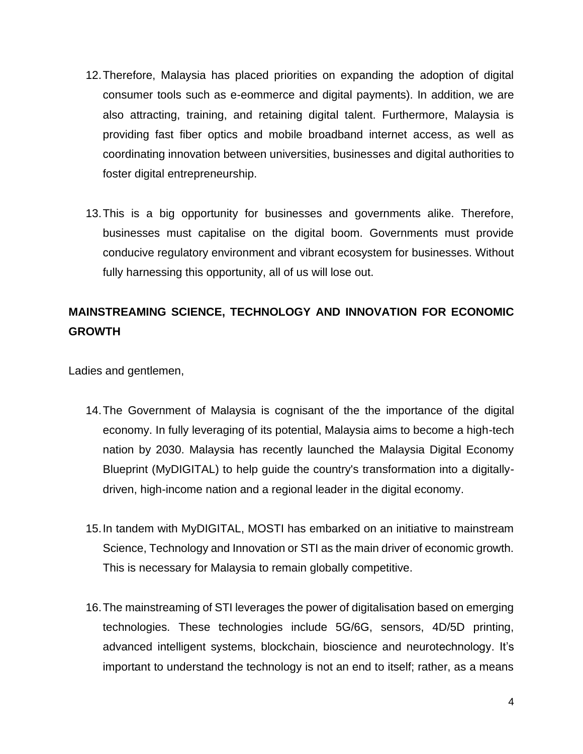12. Therefore, Malaysia has placed priorities on expanding the adoption of digital consumer tools such as e-eommerce and digital payments). In addition, we are also attracting, training, and retaining digital talent. Furthermore, Malaysia is providing fast fiber optics and mobile broadband internet access, as well as coordinating innovation between universities, businesses and digital authorities to foster digital entrepreneurship.

13. This is a big opportunity for businesses and governments alike. Therefore, businesses must capitalise on the digital boom. Governments must provide conducive regulatory environment and vibrant ecosystem for businesses. Without fully harnessing this opportunity, all of us will lose out.

**MAINSTREAMING SCIENCE, TECHNOLOGY AND INNOVATION FOR ECONOMIC GROWTH**

Ladies and gentlemen,

14. The Government of Malaysia is cognisant of the the importance of the digital economy. In fully leveraging of its potential, Malaysia aims to become a high-tech nation by 2030. Malaysia has recently launched the Malaysia Digital Economy Blueprint (MyDIGITAL) to help guide the country's transformation into a digitally-driven, high-income nation and a regional leader in the digital economy.

15. In tandem with MyDIGITAL, MOSTI has embarked on an initiative to mainstream Science, Technology and Innovation or STI as the main driver of economic growth. This is necessary for Malaysia to remain globally competitive.

16. The mainstreaming of STI leverages the power of digitalisation based on emerging technologies. These technologies include 5G/6G, sensors, 4D/5D printing, advanced intelligent systems, blockchain, bioscience and neurotechnology. It's important to understand the technology is not an end to itself; rather, as a means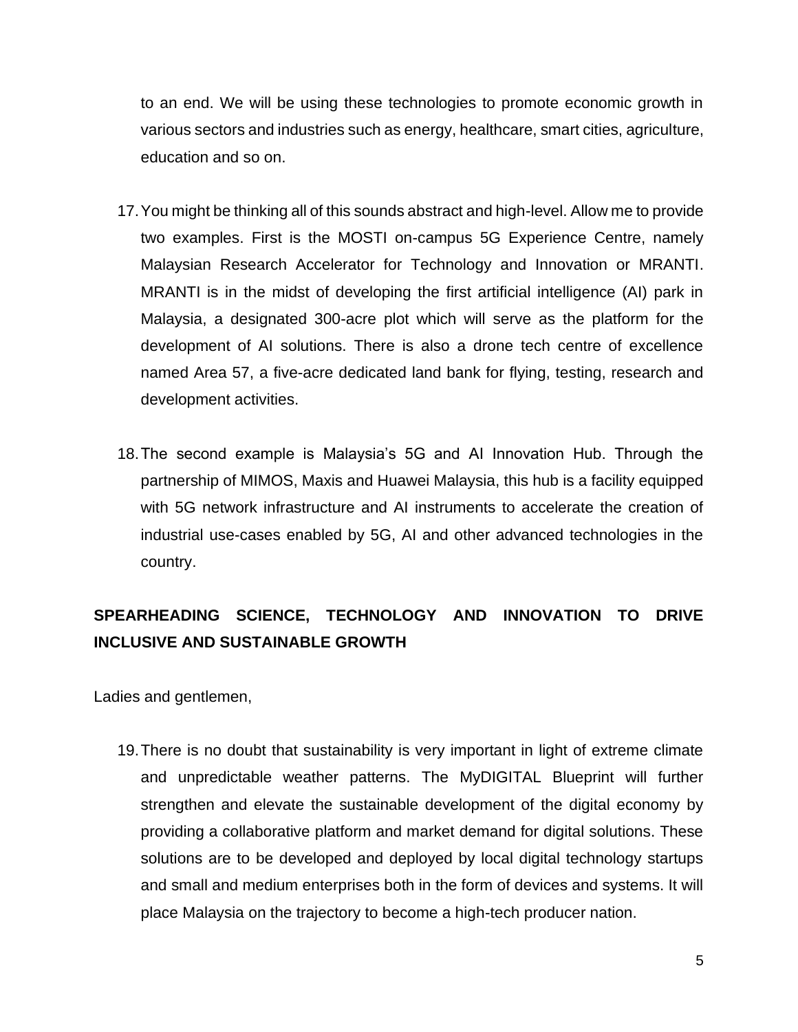to an end. We will be using these technologies to promote economic growth in various sectors and industries such as energy, healthcare, smart cities, agriculture, education and so on.

17. You might be thinking all of this sounds abstract and high-level. Allow me to provide two examples. First is the MOSTI on-campus 5G Experience Centre, namely Malaysian Research Accelerator for Technology and Innovation or MRANTI. MRANTI is in the midst of developing the first artificial intelligence (AI) park in Malaysia, a designated 300-acre plot which will serve as the platform for the development of AI solutions. There is also a drone tech centre of excellence named Area 57, a five-acre dedicated land bank for flying, testing, research and development activities.

18. The second example is Malaysia's 5G and AI Innovation Hub. Through the partnership of MIMOS, Maxis and Huawei Malaysia, this hub is a facility equipped with 5G network infrastructure and AI instruments to accelerate the creation of industrial use-cases enabled by 5G, AI and other advanced technologies in the country.

**SPEARHEADING SCIENCE, TECHNOLOGY AND INNOVATION TO DRIVE INCLUSIVE AND SUSTAINABLE GROWTH**

Ladies and gentlemen,

19. There is no doubt that sustainability is very important in light of extreme climate and unpredictable weather patterns. The MyDIGITAL Blueprint will further strengthen and elevate the sustainable development of the digital economy by providing a collaborative platform and market demand for digital solutions. These solutions are to be developed and deployed by local digital technology startups and small and medium enterprises both in the form of devices and systems. It will place Malaysia on the trajectory to become a high-tech producer nation.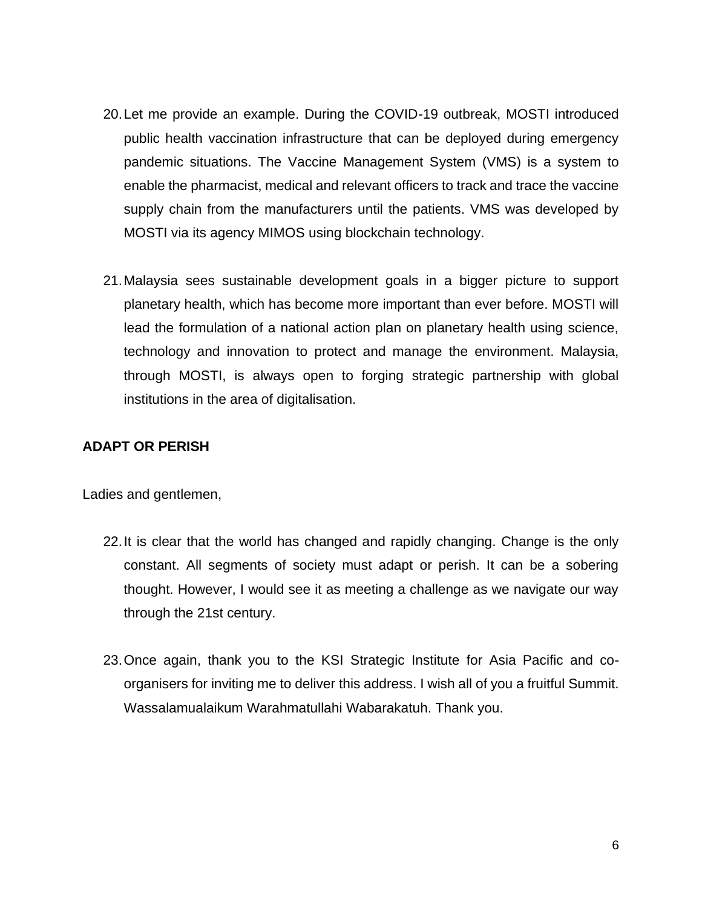20. Let me provide an example. During the COVID-19 outbreak, MOSTI introduced public health vaccination infrastructure that can be deployed during emergency pandemic situations. The Vaccine Management System (VMS) is a system to enable the pharmacist, medical and relevant officers to track and trace the vaccine supply chain from the manufacturers until the patients. VMS was developed by MOSTI via its agency MIMOS using blockchain technology.

21. Malaysia sees sustainable development goals in a bigger picture to support planetary health, which has become more important than ever before. MOSTI will lead the formulation of a national action plan on planetary health using science, technology and innovation to protect and manage the environment. Malaysia, through MOSTI, is always open to forging strategic partnership with global institutions in the area of digitalisation.

**ADAPT OR PERISH**

Ladies and gentlemen,

22. It is clear that the world has changed and rapidly changing. Change is the only constant. All segments of society must adapt or perish. It can be a sobering thought. However, I would see it as meeting a challenge as we navigate our way through the 21st century.

23. Once again, thank you to the KSI Strategic Institute for Asia Pacific and co-organisers for inviting me to deliver this address. I wish all of you a fruitful Summit. Wassalamualaikum Warahmatullahi Wabarakatuh. Thank you.